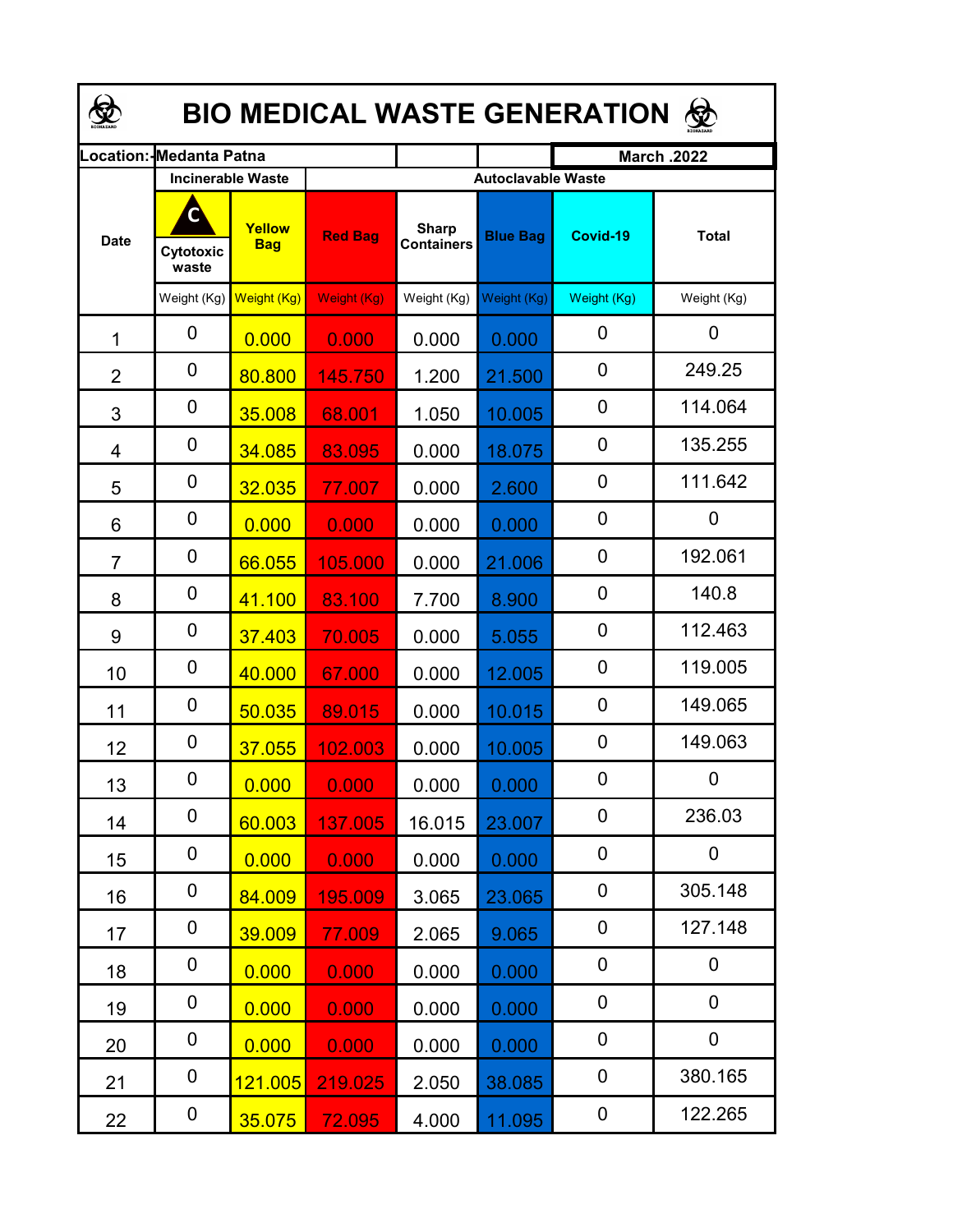# BIO MEDICAL WASTE GENERATION

| Location:- | Medanta Patna | | | | March .2022 | |
|---|---|---|---|---|---|---|
| | **Incinerable Waste** | | **Autoclavable Waste** | | | |
| **Date** | **Cytotoxic waste** | **Yellow Bag** | **Red Bag** | **Sharp Containers** | **Blue Bag** | **Covid-19** | **Total** |
| | Weight (Kg) | Weight (Kg) | Weight (Kg) | Weight (Kg) | Weight (Kg) | Weight (Kg) | Weight (Kg) |
| 1 | 0 | 0.000 | 0.000 | 0.000 | 0.000 | 0 | 0 |
| 2 | 0 | 80.800 | 145.750 | 1.200 | 21.500 | 0 | 249.25 |
| 3 | 0 | 35.008 | 68.001 | 1.050 | 10.005 | 0 | 114.064 |
| 4 | 0 | 34.085 | 83.095 | 0.000 | 18.075 | 0 | 135.255 |
| 5 | 0 | 32.035 | 77.007 | 0.000 | 2.600 | 0 | 111.642 |
| 6 | 0 | 0.000 | 0.000 | 0.000 | 0.000 | 0 | 0 |
| 7 | 0 | 66.055 | 105.000 | 0.000 | 21.006 | 0 | 192.061 |
| 8 | 0 | 41.100 | 83.100 | 7.700 | 8.900 | 0 | 140.8 |
| 9 | 0 | 37.403 | 70.005 | 0.000 | 5.055 | 0 | 112.463 |
| 10 | 0 | 40.000 | 67.000 | 0.000 | 12.005 | 0 | 119.005 |
| 11 | 0 | 50.035 | 89.015 | 0.000 | 10.015 | 0 | 149.065 |
| 12 | 0 | 37.055 | 102.003 | 0.000 | 10.005 | 0 | 149.063 |
| 13 | 0 | 0.000 | 0.000 | 0.000 | 0.000 | 0 | 0 |
| 14 | 0 | 60.003 | 137.005 | 16.015 | 23.007 | 0 | 236.03 |
| 15 | 0 | 0.000 | 0.000 | 0.000 | 0.000 | 0 | 0 |
| 16 | 0 | 84.009 | 195.009 | 3.065 | 23.065 | 0 | 305.148 |
| 17 | 0 | 39.009 | 77.009 | 2.065 | 9.065 | 0 | 127.148 |
| 18 | 0 | 0.000 | 0.000 | 0.000 | 0.000 | 0 | 0 |
| 19 | 0 | 0.000 | 0.000 | 0.000 | 0.000 | 0 | 0 |
| 20 | 0 | 0.000 | 0.000 | 0.000 | 0.000 | 0 | 0 |
| 21 | 0 | 121.005 | 219.025 | 2.050 | 38.085 | 0 | 380.165 |
| 22 | 0 | 35.075 | 72.095 | 4.000 | 11.095 | 0 | 122.265 |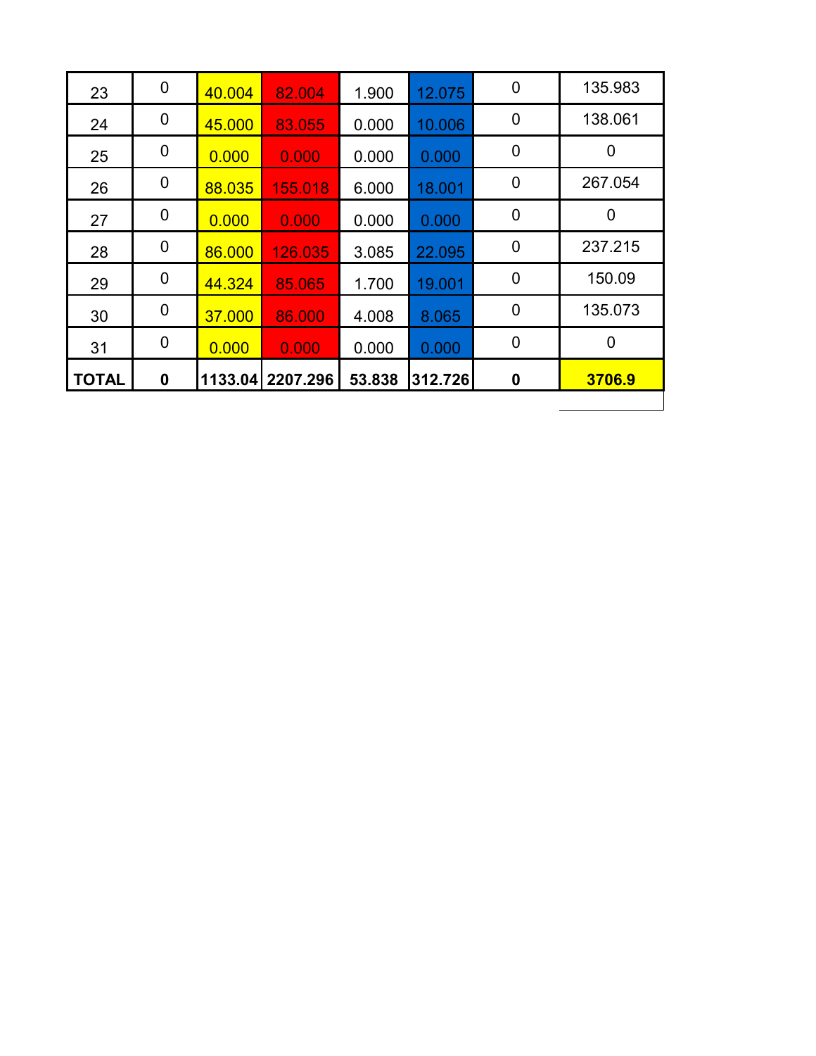| | | | | | | | |
|---|---|---|---|---|---|---|---|
| 23 | 0 | 40.004 | 82.004 | 1.900 | 12.075 | 0 | 135.983 |
| 24 | 0 | 45.000 | 83.055 | 0.000 | 10.006 | 0 | 138.061 |
| 25 | 0 | 0.000 | 0.000 | 0.000 | 0.000 | 0 | 0 |
| 26 | 0 | 88.035 | 155.018 | 6.000 | 18.001 | 0 | 267.054 |
| 27 | 0 | 0.000 | 0.000 | 0.000 | 0.000 | 0 | 0 |
| 28 | 0 | 86.000 | 126.035 | 3.085 | 22.095 | 0 | 237.215 |
| 29 | 0 | 44.324 | 85.065 | 1.700 | 19.001 | 0 | 150.09 |
| 30 | 0 | 37.000 | 86.000 | 4.008 | 8.065 | 0 | 135.073 |
| 31 | 0 | 0.000 | 0.000 | 0.000 | 0.000 | 0 | 0 |
| **TOTAL** | **0** | **1133.04** | **2207.296** | **53.838** | **312.726** | **0** | **3706.9** |